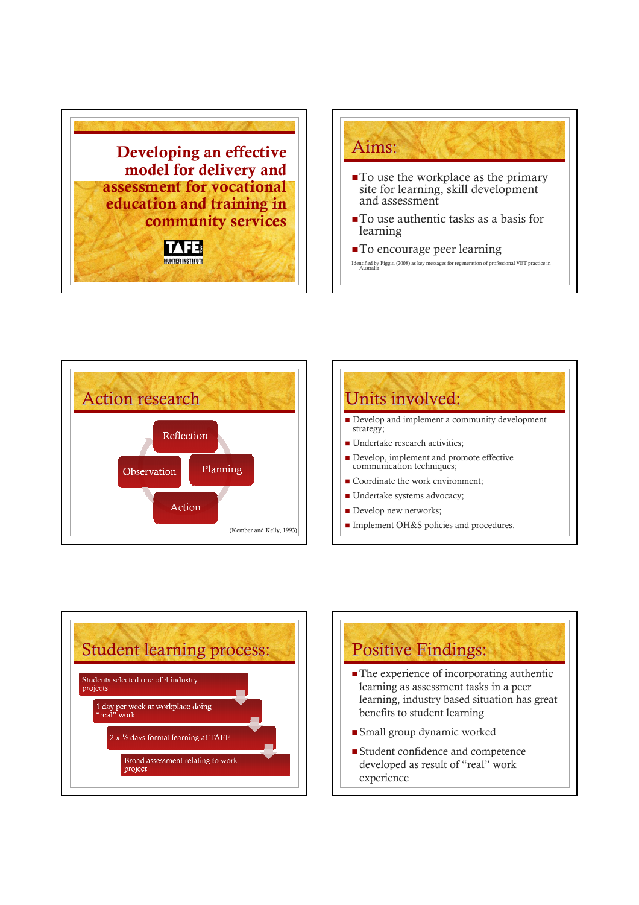# Developing an effective model for delivery and assessment for vocational education and training in community services

TAFE NSW HUNTER INSTITUTE

## Aims:

- To use the workplace as the primary site for learning, skill development and assessment
- To use authentic tasks as a basis for learning
- To encourage peer learning

Identified by Figgis, (2008) as key messages for regeneration of professional VET practice in Australia

## Action research

- Reflection
- Planning
- Action
- Observation

(Kember and Kelly, 1993)

## Units involved:

- Develop and implement a community development strategy;
- Undertake research activities;
- Develop, implement and promote effective communication techniques;
- Coordinate the work environment;
- Undertake systems advocacy;
- Develop new networks;
- Implement OH&S policies and procedures.

## Student learning process:

- Students selected one of 4 industry projects
- 1 day per week at workplace doing "real" work
- 2 x ½ days formal learning at TAFE
- Broad assessment relating to work project

## Positive Findings:

- The experience of incorporating authentic learning as assessment tasks in a peer learning, industry based situation has great benefits to student learning
- Small group dynamic worked
- Student confidence and competence developed as result of "real" work experience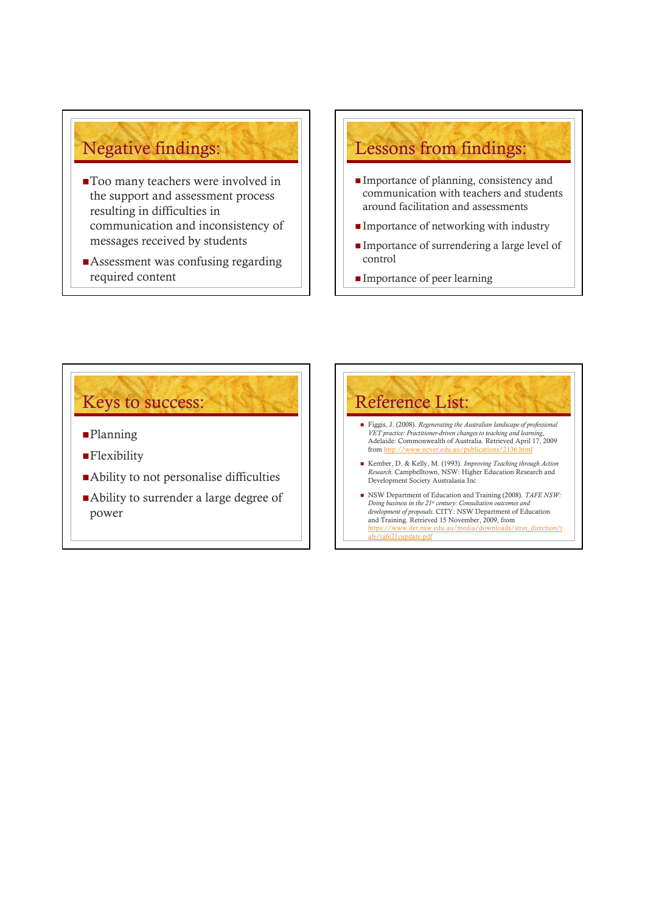## Negative findings:

- Too many teachers were involved in the support and assessment process resulting in difficulties in communication and inconsistency of messages received by students
- Assessment was confusing regarding required content

## Lessons from findings:

- Importance of planning, consistency and communication with teachers and students around facilitation and assessments
- Importance of networking with industry
- Importance of surrendering a large level of control
- Importance of peer learning

## Keys to success:

- Planning
- Flexibility
- Ability to not personalise difficulties
- Ability to surrender a large degree of power

## Reference List:

- Figgis, J. (2008). *Regenerating the Australian landscape of professional VET practice: Practitioner-driven changes to teaching and learning*, Adelaide: Commonwealth of Australia. Retrieved April 17, 2009 from http://www.ncver.edu.au/publications/2136.html
- Kember, D. & Kelly, M. (1993). *Improving Teaching through Action Research.* Campbelltown, NSW: Higher Education Research and Development Society Australasia Inc
- NSW Department of Education and Training (2008). *TAFE NSW: Doing business in the 21st century: Consultation outcomes and development of proposals.* CITY: NSW Department of Education and Training. Retrieved 15 November, 2009, from https://www.det.nsw.edu.au/media/downloads/strat_direction/tafe/tafe21cupdate.pdf